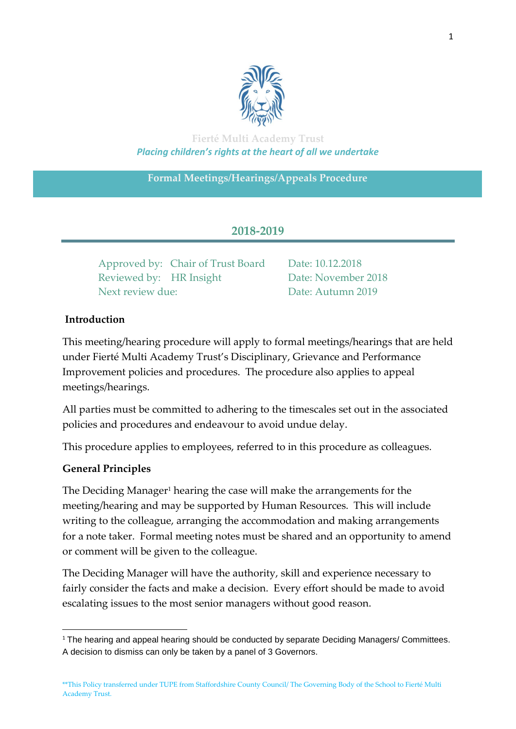Fierté Multi Academy Trust

*Placing children's rights at the heart of all we undertake*

# Formal Meetings/Hearings/Appeals Procedure

## 2018-2019

| | | |
|---|---|---|
| Approved by: | Chair of Trust Board | Date: 10.12.2018 |
| Reviewed by: | HR Insight | Date: November 2018 |
| Next review due: | | Date: Autumn 2019 |

**Introduction**

This meeting/hearing procedure will apply to formal meetings/hearings that are held under Fierté Multi Academy Trust's Disciplinary, Grievance and Performance Improvement policies and procedures. The procedure also applies to appeal meetings/hearings.

All parties must be committed to adhering to the timescales set out in the associated policies and procedures and endeavour to avoid undue delay.

This procedure applies to employees, referred to in this procedure as colleagues.

**General Principles**

The Deciding Manager[1] hearing the case will make the arrangements for the meeting/hearing and may be supported by Human Resources. This will include writing to the colleague, arranging the accommodation and making arrangements for a note taker. Formal meeting notes must be shared and an opportunity to amend or comment will be given to the colleague.

The Deciding Manager will have the authority, skill and experience necessary to fairly consider the facts and make a decision. Every effort should be made to avoid escalating issues to the most senior managers without good reason.

---

[1] The hearing and appeal hearing should be conducted by separate Deciding Managers/ Committees. A decision to dismiss can only be taken by a panel of 3 Governors.

**This Policy transferred under TUPE from Staffordshire County Council/ The Governing Body of the School to Fierté Multi Academy Trust.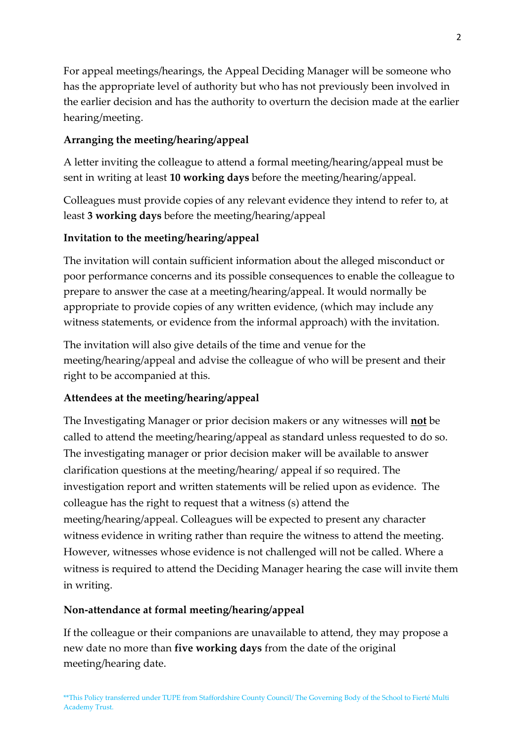For appeal meetings/hearings, the Appeal Deciding Manager will be someone who has the appropriate level of authority but who has not previously been involved in the earlier decision and has the authority to overturn the decision made at the earlier hearing/meeting.

**Arranging the meeting/hearing/appeal**

A letter inviting the colleague to attend a formal meeting/hearing/appeal must be sent in writing at least **10 working days** before the meeting/hearing/appeal.

Colleagues must provide copies of any relevant evidence they intend to refer to, at least **3 working days** before the meeting/hearing/appeal

**Invitation to the meeting/hearing/appeal**

The invitation will contain sufficient information about the alleged misconduct or poor performance concerns and its possible consequences to enable the colleague to prepare to answer the case at a meeting/hearing/appeal. It would normally be appropriate to provide copies of any written evidence, (which may include any witness statements, or evidence from the informal approach) with the invitation.

The invitation will also give details of the time and venue for the meeting/hearing/appeal and advise the colleague of who will be present and their right to be accompanied at this.

**Attendees at the meeting/hearing/appeal**

The Investigating Manager or prior decision makers or any witnesses will **<u>not</u>** be called to attend the meeting/hearing/appeal as standard unless requested to do so. The investigating manager or prior decision maker will be available to answer clarification questions at the meeting/hearing/ appeal if so required. The investigation report and written statements will be relied upon as evidence. The colleague has the right to request that a witness (s) attend the meeting/hearing/appeal. Colleagues will be expected to present any character witness evidence in writing rather than require the witness to attend the meeting. However, witnesses whose evidence is not challenged will not be called. Where a witness is required to attend the Deciding Manager hearing the case will invite them in writing.

**Non-attendance at formal meeting/hearing/appeal**

If the colleague or their companions are unavailable to attend, they may propose a new date no more than **five working days** from the date of the original meeting/hearing date.

**This Policy transferred under TUPE from Staffordshire County Council/ The Governing Body of the School to Fierté Multi Academy Trust.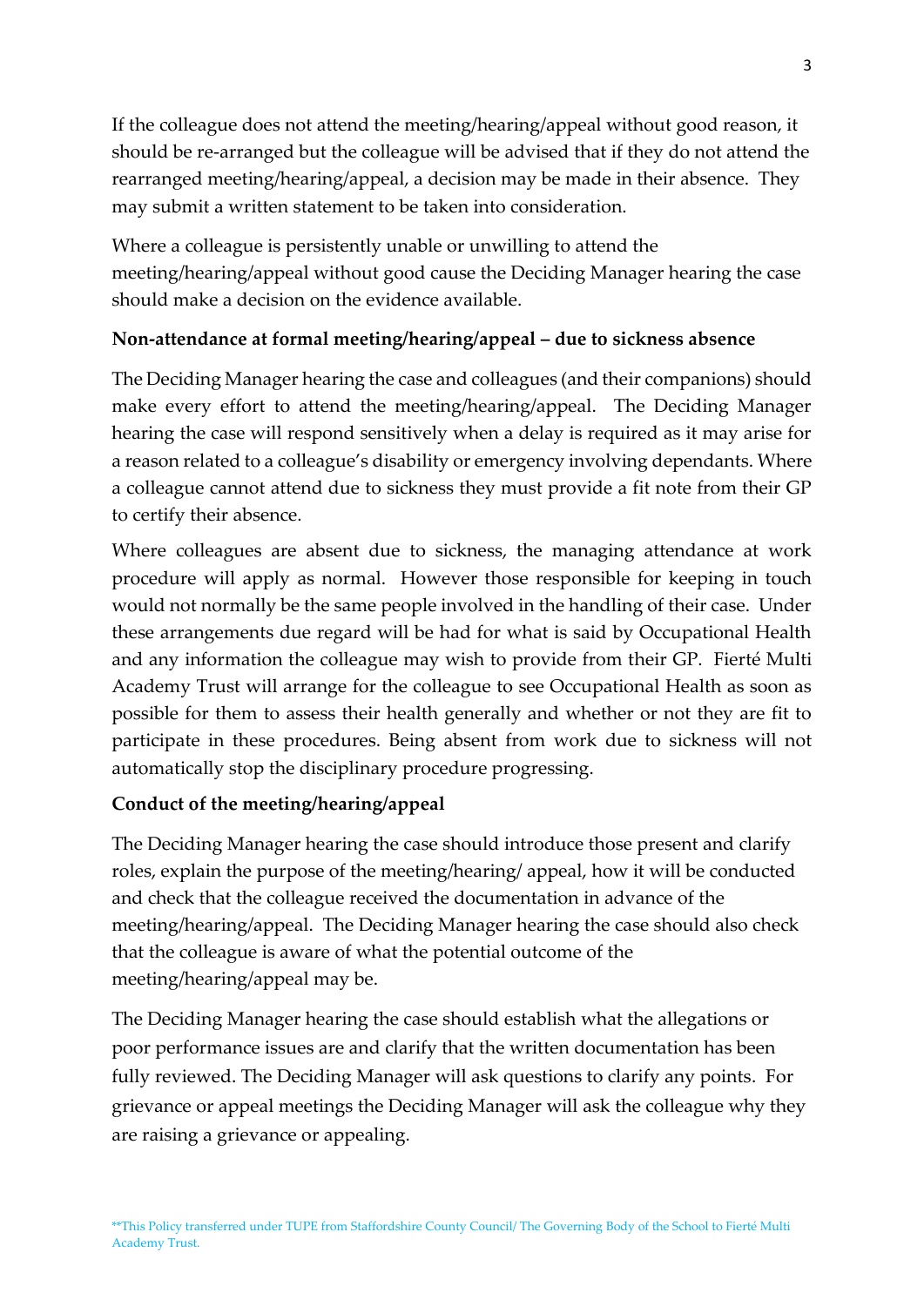If the colleague does not attend the meeting/hearing/appeal without good reason, it should be re-arranged but the colleague will be advised that if they do not attend the rearranged meeting/hearing/appeal, a decision may be made in their absence. They may submit a written statement to be taken into consideration.

Where a colleague is persistently unable or unwilling to attend the meeting/hearing/appeal without good cause the Deciding Manager hearing the case should make a decision on the evidence available.

**Non-attendance at formal meeting/hearing/appeal – due to sickness absence**

The Deciding Manager hearing the case and colleagues (and their companions) should make every effort to attend the meeting/hearing/appeal. The Deciding Manager hearing the case will respond sensitively when a delay is required as it may arise for a reason related to a colleague's disability or emergency involving dependants. Where a colleague cannot attend due to sickness they must provide a fit note from their GP to certify their absence.

Where colleagues are absent due to sickness, the managing attendance at work procedure will apply as normal. However those responsible for keeping in touch would not normally be the same people involved in the handling of their case. Under these arrangements due regard will be had for what is said by Occupational Health and any information the colleague may wish to provide from their GP. Fierté Multi Academy Trust will arrange for the colleague to see Occupational Health as soon as possible for them to assess their health generally and whether or not they are fit to participate in these procedures. Being absent from work due to sickness will not automatically stop the disciplinary procedure progressing.

**Conduct of the meeting/hearing/appeal**

The Deciding Manager hearing the case should introduce those present and clarify roles, explain the purpose of the meeting/hearing/ appeal, how it will be conducted and check that the colleague received the documentation in advance of the meeting/hearing/appeal. The Deciding Manager hearing the case should also check that the colleague is aware of what the potential outcome of the meeting/hearing/appeal may be.

The Deciding Manager hearing the case should establish what the allegations or poor performance issues are and clarify that the written documentation has been fully reviewed. The Deciding Manager will ask questions to clarify any points. For grievance or appeal meetings the Deciding Manager will ask the colleague why they are raising a grievance or appealing.

**This Policy transferred under TUPE from Staffordshire County Council/ The Governing Body of the School to Fierté Multi Academy Trust.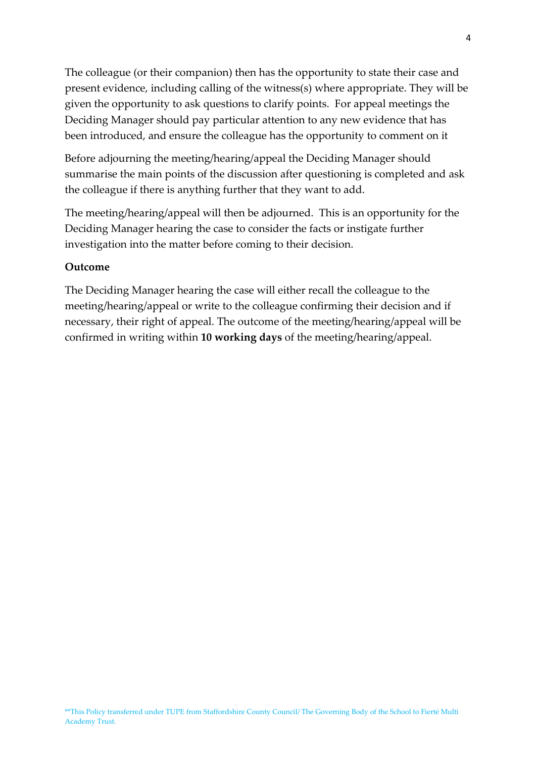The colleague (or their companion) then has the opportunity to state their case and present evidence, including calling of the witness(s) where appropriate. They will be given the opportunity to ask questions to clarify points.  For appeal meetings the Deciding Manager should pay particular attention to any new evidence that has been introduced, and ensure the colleague has the opportunity to comment on it

Before adjourning the meeting/hearing/appeal the Deciding Manager should summarise the main points of the discussion after questioning is completed and ask the colleague if there is anything further that they want to add.

The meeting/hearing/appeal will then be adjourned.  This is an opportunity for the Deciding Manager hearing the case to consider the facts or instigate further investigation into the matter before coming to their decision.

**Outcome**

The Deciding Manager hearing the case will either recall the colleague to the meeting/hearing/appeal or write to the colleague confirming their decision and if necessary, their right of appeal. The outcome of the meeting/hearing/appeal will be confirmed in writing within **10 working days** of the meeting/hearing/appeal.

**This Policy transferred under TUPE from Staffordshire County Council/ The Governing Body of the School to Fierté Multi Academy Trust.